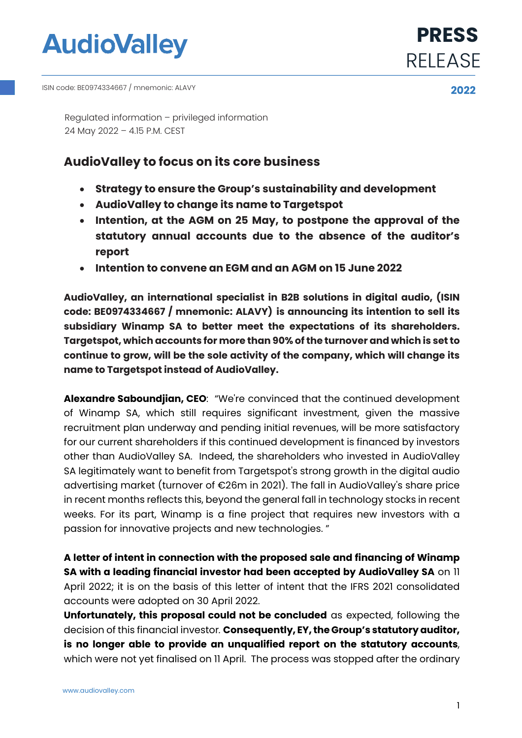# AudioValley

**PRESS RELEASE**

ISIN code: BE0974334667 / mnemonic: ALAVY

**2022**

Regulated information – privileged information
24 May 2022 – 4.15 P.M. CEST

## AudioValley to focus on its core business

- **Strategy to ensure the Group's sustainability and development**
- **AudioValley to change its name to Targetspot**
- **Intention, at the AGM on 25 May, to postpone the approval of the statutory annual accounts due to the absence of the auditor's report**
- **Intention to convene an EGM and an AGM on 15 June 2022**

**AudioValley, an international specialist in B2B solutions in digital audio, (ISIN code: BE0974334667 / mnemonic: ALAVY) is announcing its intention to sell its subsidiary Winamp SA to better meet the expectations of its shareholders. Targetspot, which accounts for more than 90% of the turnover and which is set to continue to grow, will be the sole activity of the company, which will change its name to Targetspot instead of AudioValley.**

**Alexandre Saboundjian, CEO**: "We're convinced that the continued development of Winamp SA, which still requires significant investment, given the massive recruitment plan underway and pending initial revenues, will be more satisfactory for our current shareholders if this continued development is financed by investors other than AudioValley SA. Indeed, the shareholders who invested in AudioValley SA legitimately want to benefit from Targetspot's strong growth in the digital audio advertising market (turnover of €26m in 2021). The fall in AudioValley's share price in recent months reflects this, beyond the general fall in technology stocks in recent weeks. For its part, Winamp is a fine project that requires new investors with a passion for innovative projects and new technologies. "

**A letter of intent in connection with the proposed sale and financing of Winamp SA with a leading financial investor had been accepted by AudioValley SA** on 11 April 2022; it is on the basis of this letter of intent that the IFRS 2021 consolidated accounts were adopted on 30 April 2022.

**Unfortunately, this proposal could not be concluded** as expected, following the decision of this financial investor. **Consequently, EY, the Group's statutory auditor, is no longer able to provide an unqualified report on the statutory accounts**, which were not yet finalised on 11 April. The process was stopped after the ordinary

www.audiovalley.com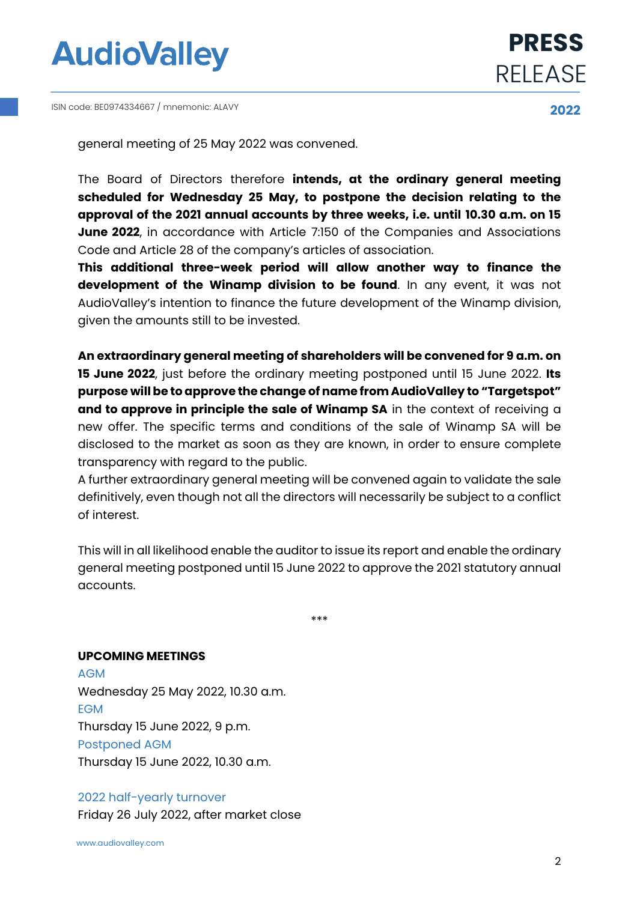general meeting of 25 May 2022 was convened.

The Board of Directors therefore **intends, at the ordinary general meeting scheduled for Wednesday 25 May, to postpone the decision relating to the approval of the 2021 annual accounts by three weeks, i.e. until 10.30 a.m. on 15 June 2022**, in accordance with Article 7:150 of the Companies and Associations Code and Article 28 of the company's articles of association.

**This additional three-week period will allow another way to finance the development of the Winamp division to be found**. In any event, it was not AudioValley's intention to finance the future development of the Winamp division, given the amounts still to be invested.

**An extraordinary general meeting of shareholders will be convened for 9 a.m. on 15 June 2022**, just before the ordinary meeting postponed until 15 June 2022. **Its purpose will be to approve the change of name from AudioValley to "Targetspot" and to approve in principle the sale of Winamp SA** in the context of receiving a new offer. The specific terms and conditions of the sale of Winamp SA will be disclosed to the market as soon as they are known, in order to ensure complete transparency with regard to the public.

A further extraordinary general meeting will be convened again to validate the sale definitively, even though not all the directors will necessarily be subject to a conflict of interest.

This will in all likelihood enable the auditor to issue its report and enable the ordinary general meeting postponed until 15 June 2022 to approve the 2021 statutory annual accounts.

***

**UPCOMING MEETINGS**

AGM
Wednesday 25 May 2022, 10.30 a.m.

EGM
Thursday 15 June 2022, 9 p.m.

Postponed AGM
Thursday 15 June 2022, 10.30 a.m.

2022 half-yearly turnover
Friday 26 July 2022, after market close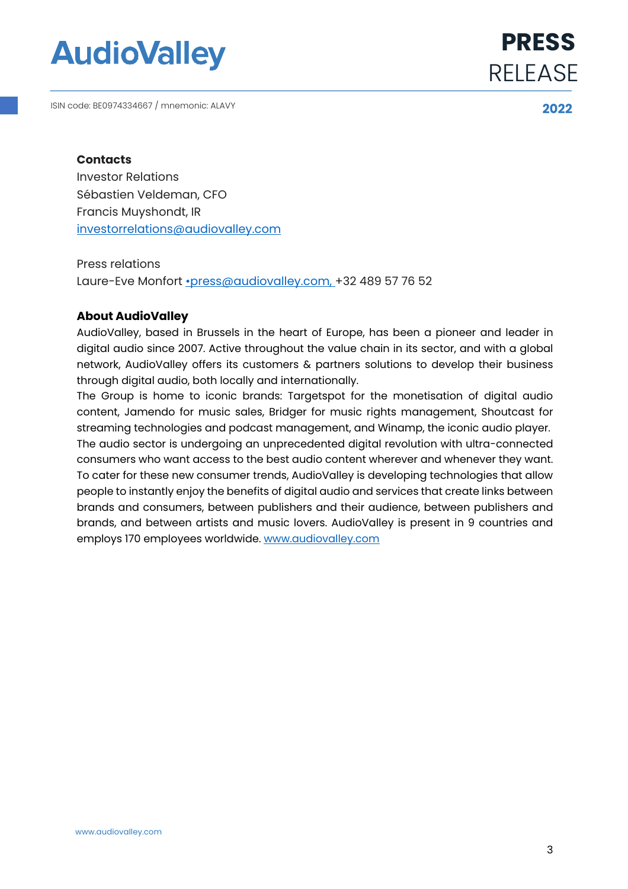**Contacts**

Investor Relations
Sébastien Veldeman, CFO
Francis Muyshondt, IR
investorrelations@audiovalley.com

Press relations
Laure-Eve Monfort •press@audiovalley.com, +32 489 57 76 52

**About AudioValley**

AudioValley, based in Brussels in the heart of Europe, has been a pioneer and leader in digital audio since 2007. Active throughout the value chain in its sector, and with a global network, AudioValley offers its customers & partners solutions to develop their business through digital audio, both locally and internationally.
The Group is home to iconic brands: Targetspot for the monetisation of digital audio content, Jamendo for music sales, Bridger for music rights management, Shoutcast for streaming technologies and podcast management, and Winamp, the iconic audio player.
The audio sector is undergoing an unprecedented digital revolution with ultra-connected consumers who want access to the best audio content wherever and whenever they want. To cater for these new consumer trends, AudioValley is developing technologies that allow people to instantly enjoy the benefits of digital audio and services that create links between brands and consumers, between publishers and their audience, between publishers and brands, and between artists and music lovers. AudioValley is present in 9 countries and employs 170 employees worldwide. www.audiovalley.com